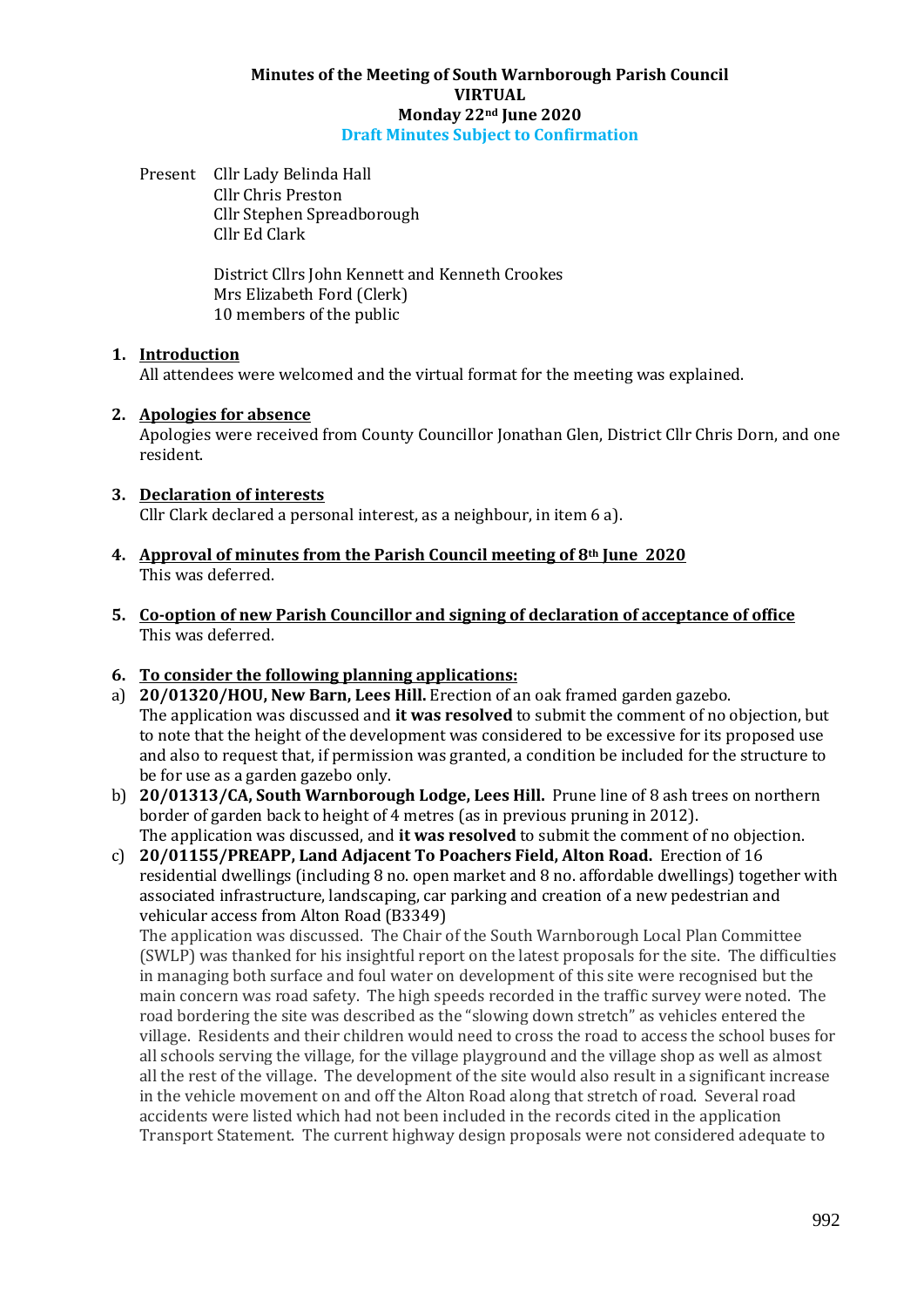**Minutes of the Meeting of South Warnborough Parish Council**
**VIRTUAL**
**Monday 22nd June 2020**
**Draft Minutes Subject to Confirmation**

Present Cllr Lady Belinda Hall
Cllr Chris Preston
Cllr Stephen Spreadborough
Cllr Ed Clark

District Cllrs John Kennett and Kenneth Crookes
Mrs Elizabeth Ford (Clerk)
10 members of the public

1. **Introduction**
All attendees were welcomed and the virtual format for the meeting was explained.

2. **Apologies for absence**
Apologies were received from County Councillor Jonathan Glen, District Cllr Chris Dorn, and one resident.

3. **Declaration of interests**
Cllr Clark declared a personal interest, as a neighbour, in item 6 a).

4. **Approval of minutes from the Parish Council meeting of 8th June 2020**
This was deferred.

5. **Co-option of new Parish Councillor and signing of declaration of acceptance of office**
This was deferred.

6. **To consider the following planning applications:**

a) **20/01320/HOU, New Barn, Lees Hill.** Erection of an oak framed garden gazebo.
The application was discussed and **it was resolved** to submit the comment of no objection, but to note that the height of the development was considered to be excessive for its proposed use and also to request that, if permission was granted, a condition be included for the structure to be for use as a garden gazebo only.

b) **20/01313/CA, South Warnborough Lodge, Lees Hill.** Prune line of 8 ash trees on northern border of garden back to height of 4 metres (as in previous pruning in 2012).
The application was discussed, and **it was resolved** to submit the comment of no objection.

c) **20/01155/PREAPP, Land Adjacent To Poachers Field, Alton Road.** Erection of 16 residential dwellings (including 8 no. open market and 8 no. affordable dwellings) together with associated infrastructure, landscaping, car parking and creation of a new pedestrian and vehicular access from Alton Road (B3349)
The application was discussed. The Chair of the South Warnborough Local Plan Committee (SWLP) was thanked for his insightful report on the latest proposals for the site. The difficulties in managing both surface and foul water on development of this site were recognised but the main concern was road safety. The high speeds recorded in the traffic survey were noted. The road bordering the site was described as the "slowing down stretch" as vehicles entered the village. Residents and their children would need to cross the road to access the school buses for all schools serving the village, for the village playground and the village shop as well as almost all the rest of the village. The development of the site would also result in a significant increase in the vehicle movement on and off the Alton Road along that stretch of road. Several road accidents were listed which had not been included in the records cited in the application Transport Statement. The current highway design proposals were not considered adequate to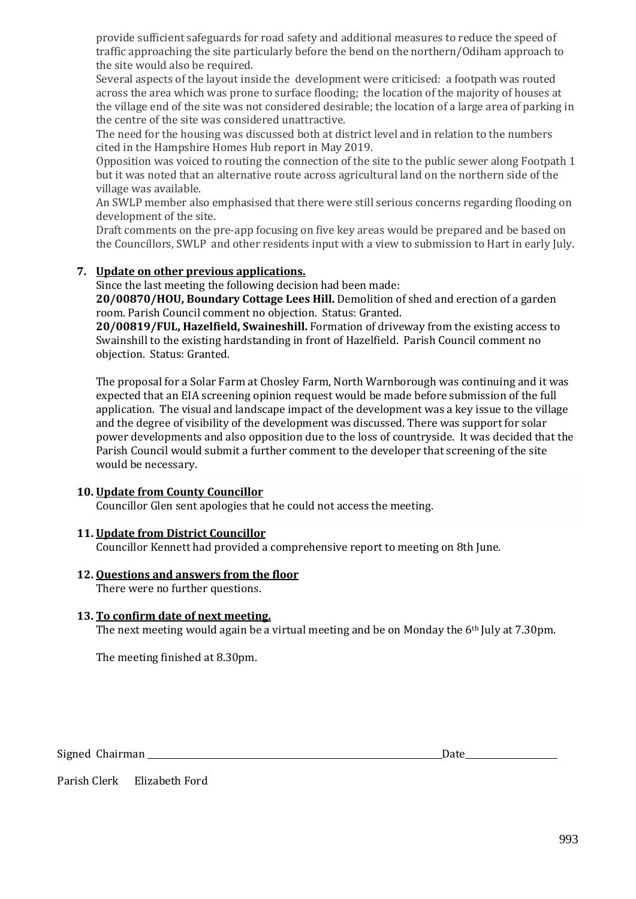provide sufficient safeguards for road safety and additional measures to reduce the speed of traffic approaching the site particularly before the bend on the northern/Odiham approach to the site would also be required.

Several aspects of the layout inside the development were criticised: a footpath was routed across the area which was prone to surface flooding; the location of the majority of houses at the village end of the site was not considered desirable; the location of a large area of parking in the centre of the site was considered unattractive.

The need for the housing was discussed both at district level and in relation to the numbers cited in the Hampshire Homes Hub report in May 2019.

Opposition was voiced to routing the connection of the site to the public sewer along Footpath 1 but it was noted that an alternative route across agricultural land on the northern side of the village was available.

An SWLP member also emphasised that there were still serious concerns regarding flooding on development of the site.

Draft comments on the pre-app focusing on five key areas would be prepared and be based on the Councillors, SWLP and other residents input with a view to submission to Hart in early July.

**7. Update on other previous applications.**

Since the last meeting the following decision had been made:

**20/00870/HOU, Boundary Cottage Lees Hill.** Demolition of shed and erection of a garden room. Parish Council comment no objection. Status: Granted.

**20/00819/FUL, Hazelfield, Swaineshill.** Formation of driveway from the existing access to Swainshill to the existing hardstanding in front of Hazelfield. Parish Council comment no objection. Status: Granted.

The proposal for a Solar Farm at Chosley Farm, North Warnborough was continuing and it was expected that an EIA screening opinion request would be made before submission of the full application. The visual and landscape impact of the development was a key issue to the village and the degree of visibility of the development was discussed. There was support for solar power developments and also opposition due to the loss of countryside. It was decided that the Parish Council would submit a further comment to the developer that screening of the site would be necessary.

**10. Update from County Councillor**

Councillor Glen sent apologies that he could not access the meeting.

**11. Update from District Councillor**

Councillor Kennett had provided a comprehensive report to meeting on 8th June.

**12. Questions and answers from the floor**

There were no further questions.

**13. To confirm date of next meeting.**

The next meeting would again be a virtual meeting and be on Monday the 6th July at 7.30pm.

The meeting finished at 8.30pm.

Signed Chairman \_\_\_\_\_\_\_\_\_\_\_\_\_\_\_\_\_\_\_\_\_\_\_\_\_\_\_\_\_\_\_\_\_\_\_\_\_\_\_\_ Date \_\_\_\_\_\_\_\_\_\_\_\_\_\_\_\_

Parish Clerk Elizabeth Ford